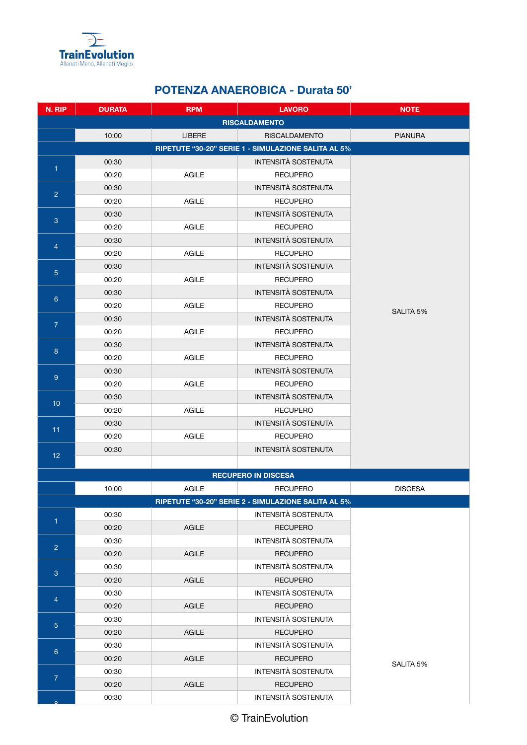TrainEvolution
Allenati Meno, Allenati Meglio

# POTENZA ANAEROBICA - Durata 50'

| N. RIP | DURATA | RPM | LAVORO | NOTE |
|---|---|---|---|---|
| RISCALDAMENTO | | | | |
| | 10:00 | LIBERE | RISCALDAMENTO | PIANURA |
| RIPETUTE "30-20" SERIE 1 - SIMULAZIONE SALITA AL 5% | | | | |
| 1 | 00:30 | | INTENSITÀ SOSTENUTA | SALITA 5% |
| | 00:20 | AGILE | RECUPERO | |
| 2 | 00:30 | | INTENSITÀ SOSTENUTA | |
| | 00:20 | AGILE | RECUPERO | |
| 3 | 00:30 | | INTENSITÀ SOSTENUTA | |
| | 00:20 | AGILE | RECUPERO | |
| 4 | 00:30 | | INTENSITÀ SOSTENUTA | |
| | 00:20 | AGILE | RECUPERO | |
| 5 | 00:30 | | INTENSITÀ SOSTENUTA | |
| | 00:20 | AGILE | RECUPERO | |
| 6 | 00:30 | | INTENSITÀ SOSTENUTA | |
| | 00:20 | AGILE | RECUPERO | |
| 7 | 00:30 | | INTENSITÀ SOSTENUTA | |
| | 00:20 | AGILE | RECUPERO | |
| 8 | 00:30 | | INTENSITÀ SOSTENUTA | |
| | 00:20 | AGILE | RECUPERO | |
| 9 | 00:30 | | INTENSITÀ SOSTENUTA | |
| | 00:20 | AGILE | RECUPERO | |
| 10 | 00:30 | | INTENSITÀ SOSTENUTA | |
| | 00:20 | AGILE | RECUPERO | |
| 11 | 00:30 | | INTENSITÀ SOSTENUTA | |
| | 00:20 | AGILE | RECUPERO | |
| 12 | 00:30 | | INTENSITÀ SOSTENUTA | |
| | | | | |
| RECUPERO IN DISCESA | | | | |
| | 10:00 | AGILE | RECUPERO | DISCESA |
| RIPETUTE "30-20" SERIE 2 - SIMULAZIONE SALITA AL 5% | | | | |
| 1 | 00:30 | | INTENSITÀ SOSTENUTA | SALITA 5% |
| | 00:20 | AGILE | RECUPERO | |
| 2 | 00:30 | | INTENSITÀ SOSTENUTA | |
| | 00:20 | AGILE | RECUPERO | |
| 3 | 00:30 | | INTENSITÀ SOSTENUTA | |
| | 00:20 | AGILE | RECUPERO | |
| 4 | 00:30 | | INTENSITÀ SOSTENUTA | |
| | 00:20 | AGILE | RECUPERO | |
| 5 | 00:30 | | INTENSITÀ SOSTENUTA | |
| | 00:20 | AGILE | RECUPERO | |
| 6 | 00:30 | | INTENSITÀ SOSTENUTA | |
| | 00:20 | AGILE | RECUPERO | |
| 7 | 00:30 | | INTENSITÀ SOSTENUTA | |
| | 00:20 | AGILE | RECUPERO | |
| 8 | 00:30 | | INTENSITÀ SOSTENUTA | |

© TrainEvolution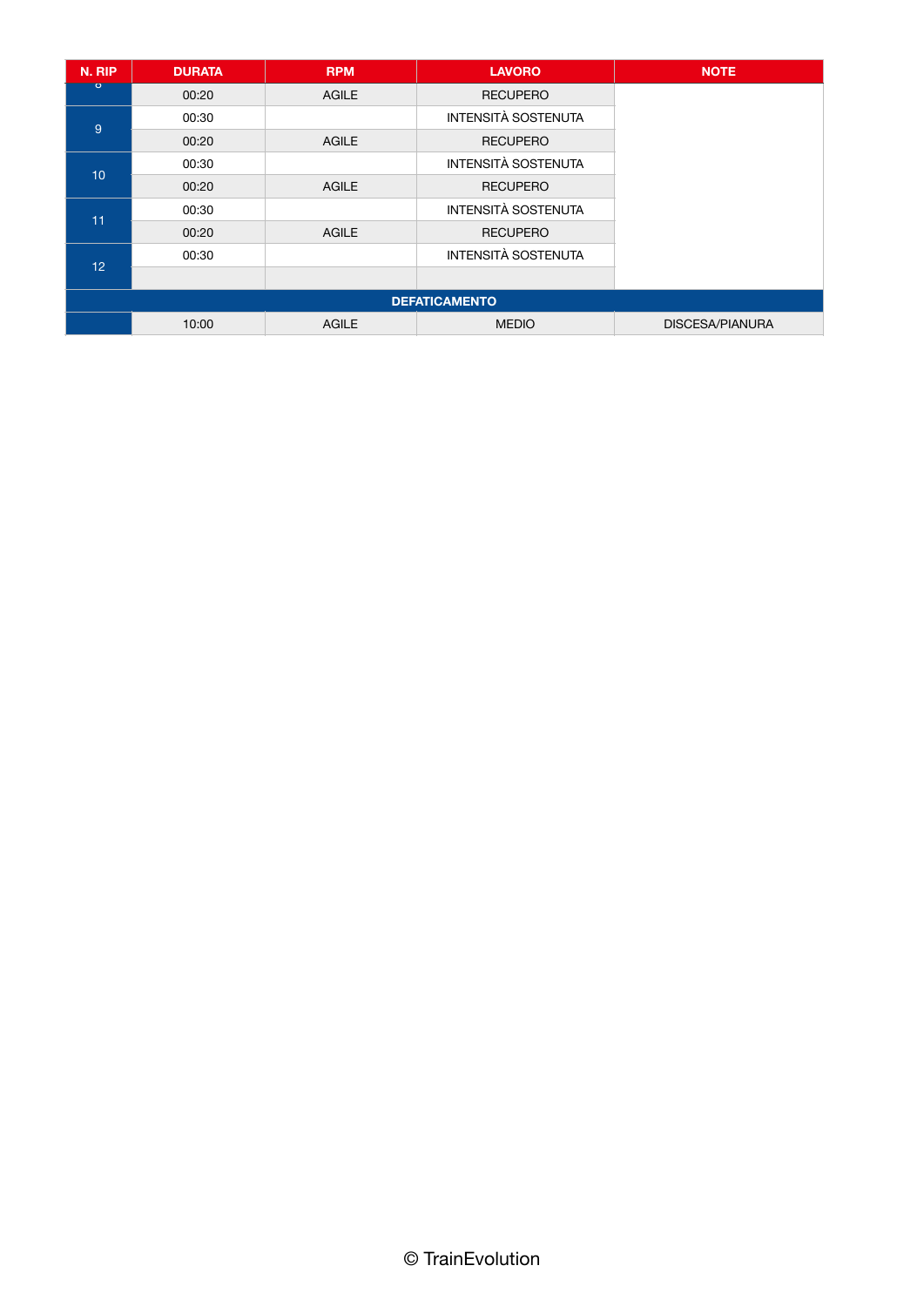| N. RIP | DURATA | RPM | LAVORO | NOTE |
|---|---|---|---|---|
| 8 | 00:20 | AGILE | RECUPERO | |
| 9 | 00:30 | | INTENSITÀ SOSTENUTA | |
| | 00:20 | AGILE | RECUPERO | |
| 10 | 00:30 | | INTENSITÀ SOSTENUTA | |
| | 00:20 | AGILE | RECUPERO | |
| 11 | 00:30 | | INTENSITÀ SOSTENUTA | |
| | 00:20 | AGILE | RECUPERO | |
| 12 | 00:30 | | INTENSITÀ SOSTENUTA | |
| | | | | |
| DEFATICAMENTO | | | | |
| | 10:00 | AGILE | MEDIO | DISCESA/PIANURA |

© TrainEvolution